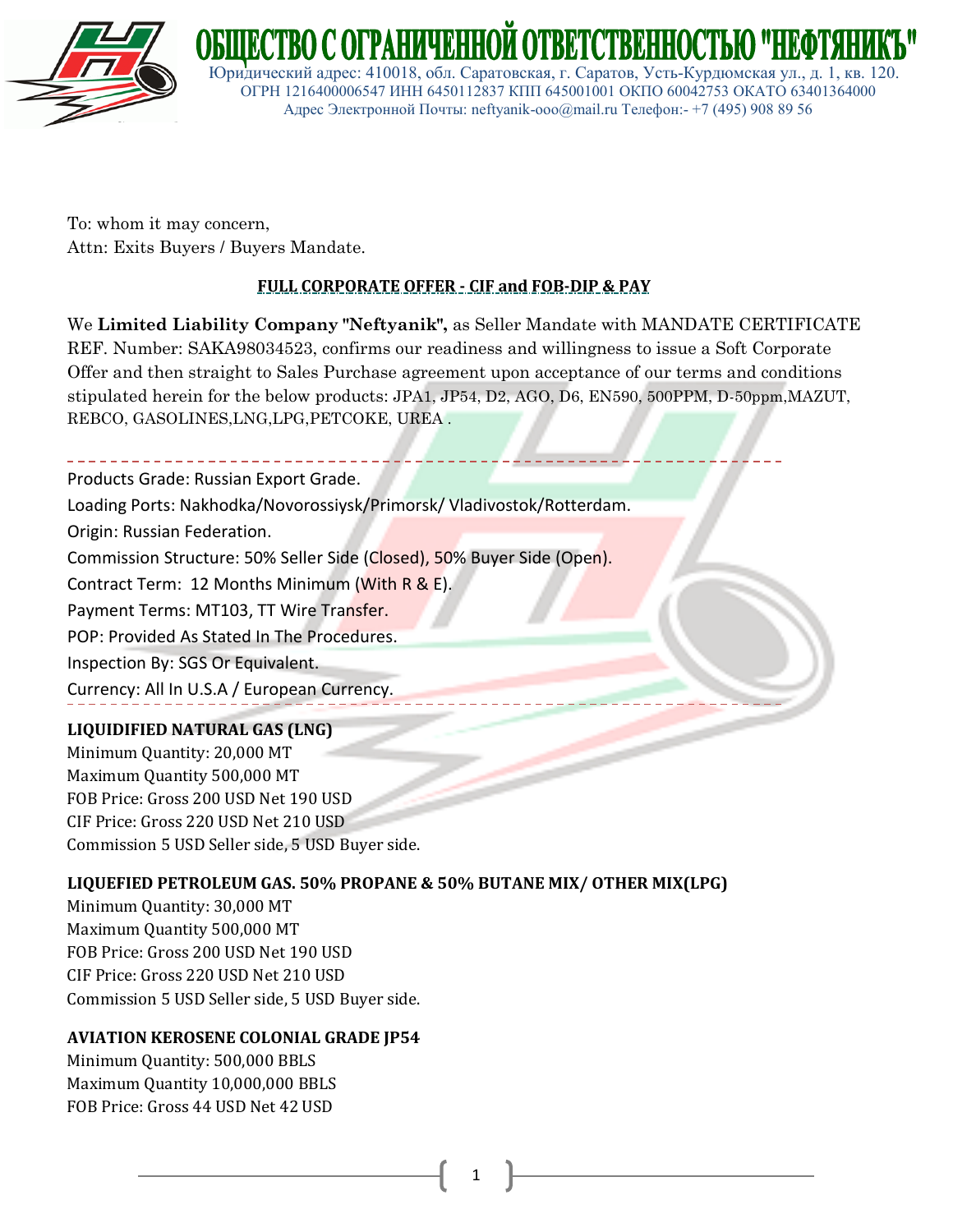# ОБЩЕСТВО С ОГРАНИЧЕННОЙ ОТВЕТСТВЕННОСТЬЮ "НЕФТЯНИКЪ"

Юридический адрес: 410018, обл. Саратовская, г. Саратов, Усть-Курдюмская ул., д. 1, кв. 120.
ОГРН 1216400006547 ИНН 6450112837 КПП 645001001 ОКПО 60042753 ОКАТО 63401364000
Адрес Электронной Почты: neftyanik-ooo@mail.ru Телефон:- +7 (495) 908 89 56

To: whom it may concern,
Attn: Exits Buyers / Buyers Mandate.

**FULL CORPORATE OFFER - CIF and FOB-DIP & PAY**

We **Limited Liability Company "Neftyanik",** as Seller Mandate with MANDATE CERTIFICATE REF. Number: SAKA98034523, confirms our readiness and willingness to issue a Soft Corporate Offer and then straight to Sales Purchase agreement upon acceptance of our terms and conditions stipulated herein for the below products: JPA1, JP54, D2, AGO, D6, EN590, 500PPM, D-50ppm,MAZUT, REBCO, GASOLINES,LNG,LPG,PETCOKE, UREA .

---

Products Grade: Russian Export Grade.
Loading Ports: Nakhodka/Novorossiysk/Primorsk/ Vladivostok/Rotterdam.
Origin: Russian Federation.
Commission Structure: 50% Seller Side (Closed), 50% Buyer Side (Open).
Contract Term: 12 Months Minimum (With R & E).
Payment Terms: MT103, TT Wire Transfer.
POP: Provided As Stated In The Procedures.
Inspection By: SGS Or Equivalent.
Currency: All In U.S.A / European Currency.

---

**LIQUIDIFIED NATURAL GAS (LNG)**
Minimum Quantity: 20,000 MT
Maximum Quantity 500,000 MT
FOB Price: Gross 200 USD Net 190 USD
CIF Price: Gross 220 USD Net 210 USD
Commission 5 USD Seller side, 5 USD Buyer side.

**LIQUEFIED PETROLEUM GAS. 50% PROPANE & 50% BUTANE MIX/ OTHER MIX(LPG)**
Minimum Quantity: 30,000 MT
Maximum Quantity 500,000 MT
FOB Price: Gross 200 USD Net 190 USD
CIF Price: Gross 220 USD Net 210 USD
Commission 5 USD Seller side, 5 USD Buyer side.

**AVIATION KEROSENE COLONIAL GRADE JP54**
Minimum Quantity: 500,000 BBLS
Maximum Quantity 10,000,000 BBLS
FOB Price: Gross 44 USD Net 42 USD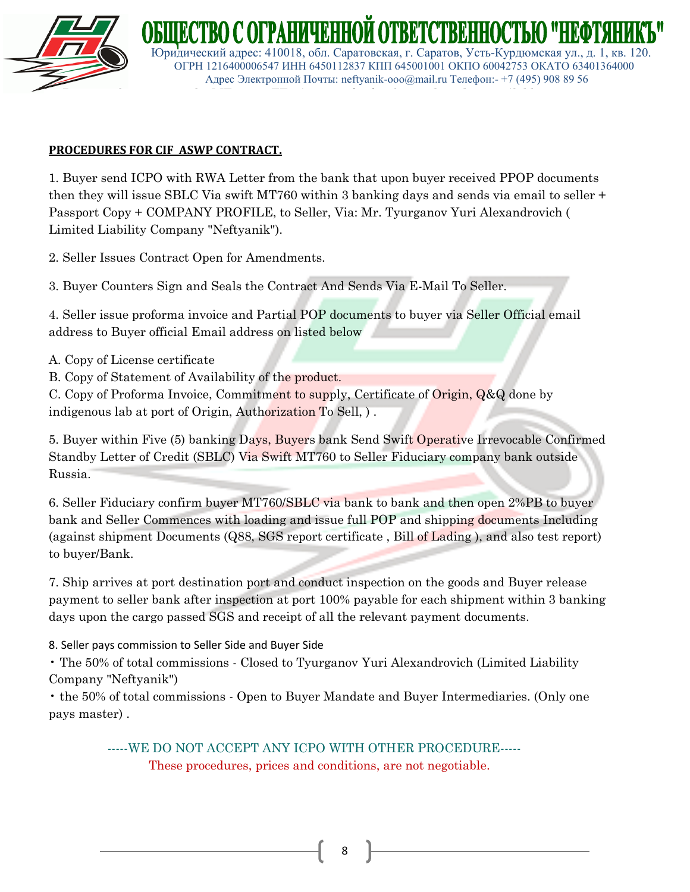# ОБЩЕСТВО С ОГРАНИЧЕННОЙ ОТВЕТСТВЕННОСТЬЮ "НЕФТЯНИКЪ"

Юридический адрес: 410018, обл. Саратовская, г. Саратов, Усть-Курдюмская ул., д. 1, кв. 120.
ОГРН 1216400006547 ИНН 6450112837 КПП 645001001 ОКПО 60042753 ОКАТО 63401364000
Адрес Электронной Почты: neftyanik-ooo@mail.ru Телефон:- +7 (495) 908 89 56

**PROCEDURES FOR CIF ASWP CONTRACT.**

1. Buyer send ICPO with RWA Letter from the bank that upon buyer received PPOP documents then they will issue SBLC Via swift MT760 within 3 banking days and sends via email to seller + Passport Copy + COMPANY PROFILE, to Seller, Via: Mr. Tyurganov Yuri Alexandrovich ( Limited Liability Company "Neftyanik").

2. Seller Issues Contract Open for Amendments.

3. Buyer Counters Sign and Seals the Contract And Sends Via E-Mail To Seller.

4. Seller issue proforma invoice and Partial POP documents to buyer via Seller Official email address to Buyer official Email address on listed below

A. Copy of License certificate
B. Copy of Statement of Availability of the product.
C. Copy of Proforma Invoice, Commitment to supply, Certificate of Origin, Q&Q done by indigenous lab at port of Origin, Authorization To Sell, ) .

5. Buyer within Five (5) banking Days, Buyers bank Send Swift Operative Irrevocable Confirmed Standby Letter of Credit (SBLC) Via Swift MT760 to Seller Fiduciary company bank outside Russia.

6. Seller Fiduciary confirm buyer MT760/SBLC via bank to bank and then open 2%PB to buyer bank and Seller Commences with loading and issue full POP and shipping documents Including (against shipment Documents (Q88, SGS report certificate , Bill of Lading ), and also test report) to buyer/Bank.

7. Ship arrives at port destination port and conduct inspection on the goods and Buyer release payment to seller bank after inspection at port 100% payable for each shipment within 3 banking days upon the cargo passed SGS and receipt of all the relevant payment documents.

8. Seller pays commission to Seller Side and Buyer Side

- The 50% of total commissions - Closed to Tyurganov Yuri Alexandrovich (Limited Liability Company "Neftyanik")
- the 50% of total commissions - Open to Buyer Mandate and Buyer Intermediaries. (Only one pays master) .

-----WE DO NOT ACCEPT ANY ICPO WITH OTHER PROCEDURE-----

These procedures, prices and conditions, are not negotiable.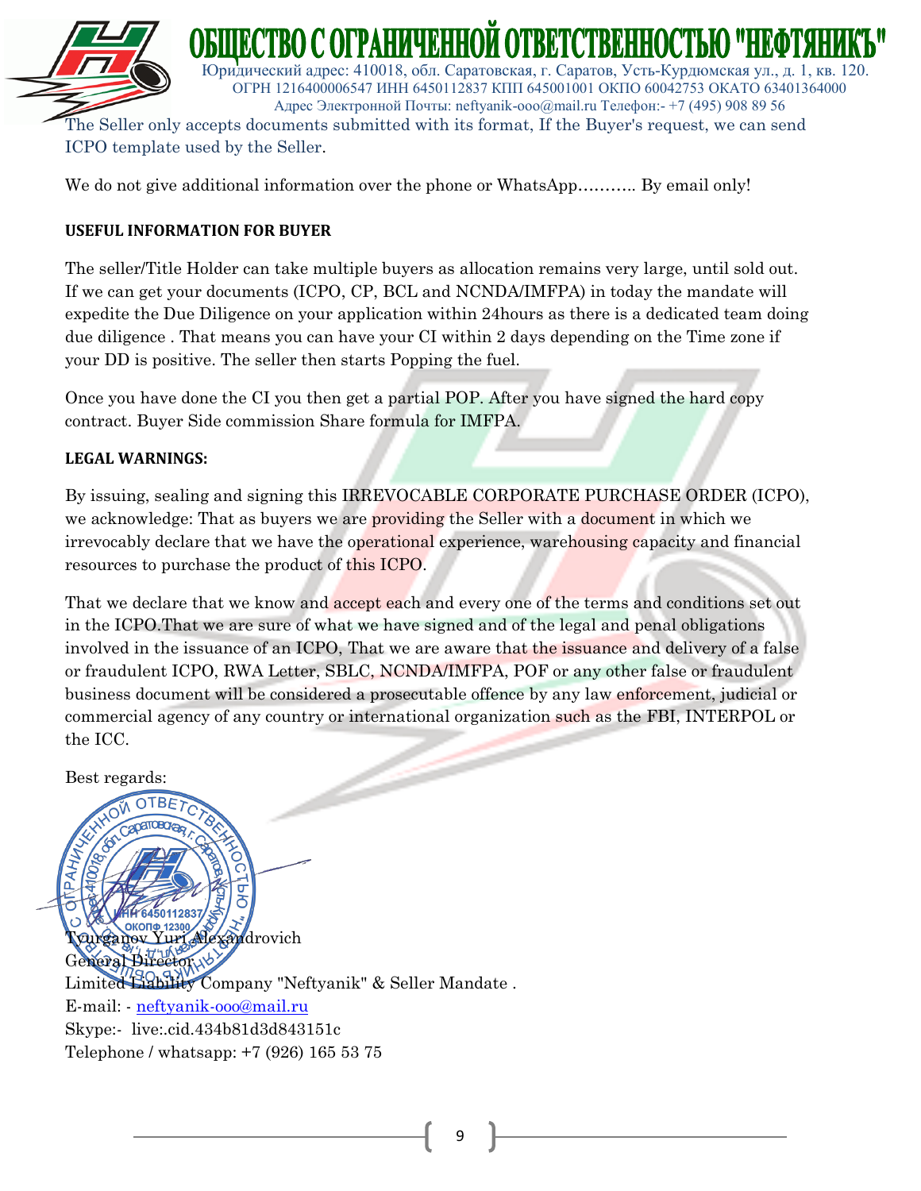The Seller only accepts documents submitted with its format, If the Buyer's request, we can send ICPO template used by the Seller.

We do not give additional information over the phone or WhatsApp……….. By email only!

**USEFUL INFORMATION FOR BUYER**

The seller/Title Holder can take multiple buyers as allocation remains very large, until sold out. If we can get your documents (ICPO, CP, BCL and NCNDA/IMFPA) in today the mandate will expedite the Due Diligence on your application within 24hours as there is a dedicated team doing due diligence . That means you can have your CI within 2 days depending on the Time zone if your DD is positive. The seller then starts Popping the fuel.

Once you have done the CI you then get a partial POP. After you have signed the hard copy contract. Buyer Side commission Share formula for IMFPA.

**LEGAL WARNINGS:**

By issuing, sealing and signing this IRREVOCABLE CORPORATE PURCHASE ORDER (ICPO), we acknowledge: That as buyers we are providing the Seller with a document in which we irrevocably declare that we have the operational experience, warehousing capacity and financial resources to purchase the product of this ICPO.

That we declare that we know and accept each and every one of the terms and conditions set out in the ICPO.That we are sure of what we have signed and of the legal and penal obligations involved in the issuance of an ICPO, That we are aware that the issuance and delivery of a false or fraudulent ICPO, RWA Letter, SBLC, NCNDA/IMFPA, POF or any other false or fraudulent business document will be considered a prosecutable offence by any law enforcement, judicial or commercial agency of any country or international organization such as the FBI, INTERPOL or the ICC.

Best regards:

Tyurganov Yuri Alexandrovich
General Director
Limited Liability Company "Neftyanik" & Seller Mandate .
E-mail: - neftyanik-ooo@mail.ru
Skype:- live:.cid.434b81d3d843151c
Telephone / whatsapp: +7 (926) 165 53 75